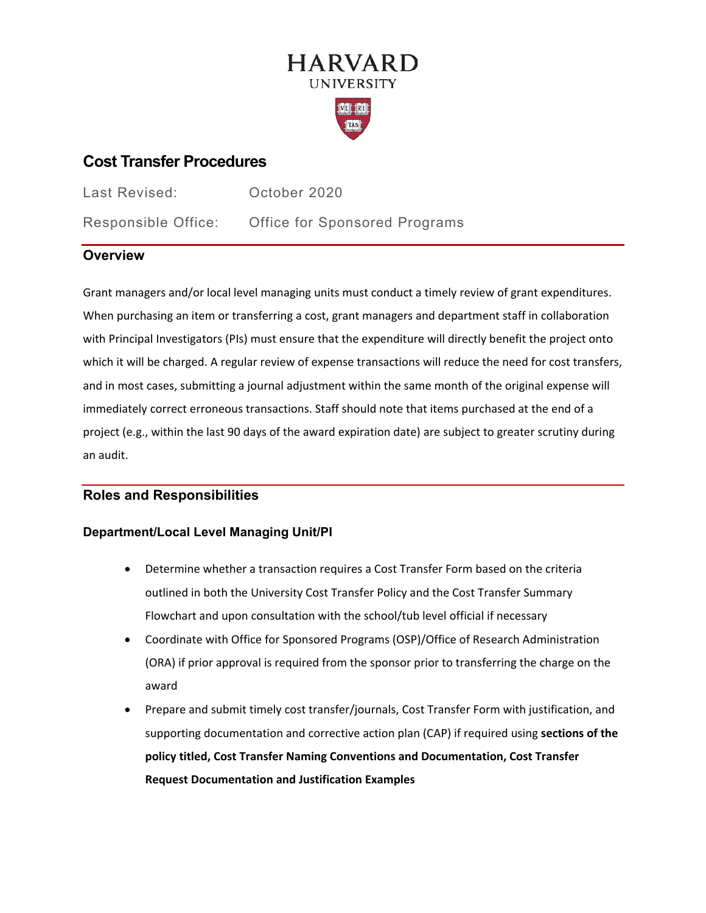# Cost Transfer Procedures

Last Revised: October 2020

Responsible Office: Office for Sponsored Programs

## Overview

Grant managers and/or local level managing units must conduct a timely review of grant expenditures. When purchasing an item or transferring a cost, grant managers and department staff in collaboration with Principal Investigators (PIs) must ensure that the expenditure will directly benefit the project onto which it will be charged. A regular review of expense transactions will reduce the need for cost transfers, and in most cases, submitting a journal adjustment within the same month of the original expense will immediately correct erroneous transactions. Staff should note that items purchased at the end of a project (e.g., within the last 90 days of the award expiration date) are subject to greater scrutiny during an audit.

## Roles and Responsibilities

### Department/Local Level Managing Unit/PI

- Determine whether a transaction requires a Cost Transfer Form based on the criteria outlined in both the University Cost Transfer Policy and the Cost Transfer Summary Flowchart and upon consultation with the school/tub level official if necessary
- Coordinate with Office for Sponsored Programs (OSP)/Office of Research Administration (ORA) if prior approval is required from the sponsor prior to transferring the charge on the award
- Prepare and submit timely cost transfer/journals, Cost Transfer Form with justification, and supporting documentation and corrective action plan (CAP) if required using **sections of the policy titled, Cost Transfer Naming Conventions and Documentation, Cost Transfer Request Documentation and Justification Examples**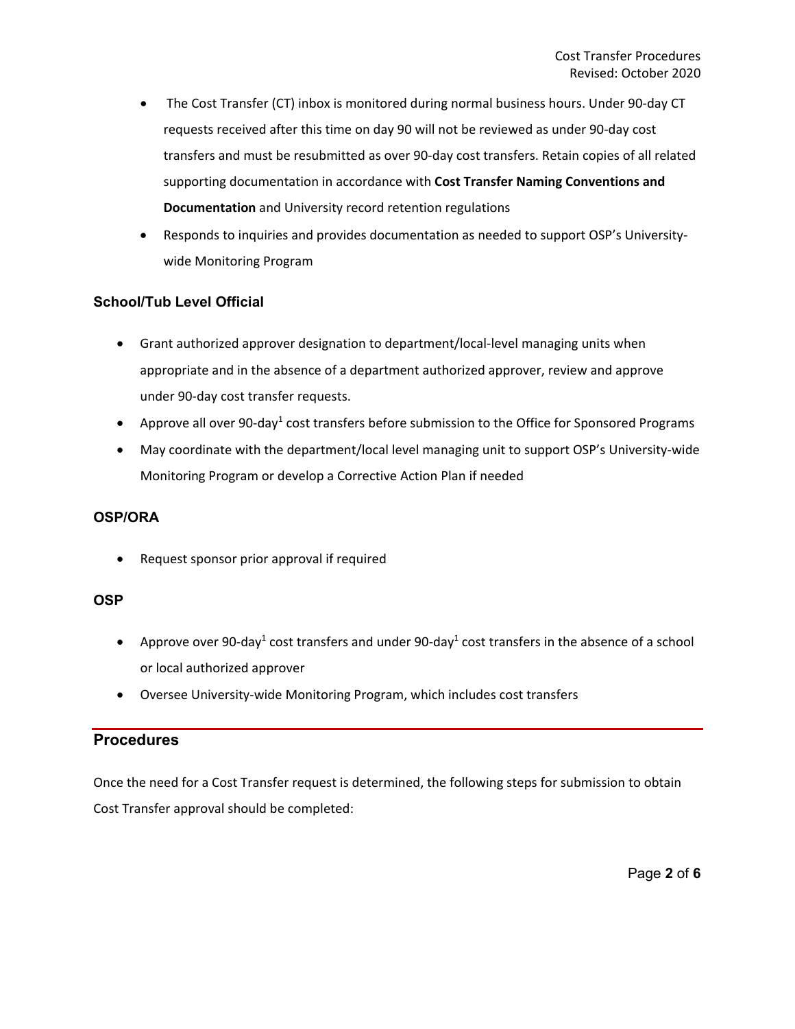- The Cost Transfer (CT) inbox is monitored during normal business hours. Under 90-day CT requests received after this time on day 90 will not be reviewed as under 90-day cost transfers and must be resubmitted as over 90-day cost transfers. Retain copies of all related supporting documentation in accordance with **Cost Transfer Naming Conventions and Documentation** and University record retention regulations
- Responds to inquiries and provides documentation as needed to support OSP's University-wide Monitoring Program

### School/Tub Level Official

- Grant authorized approver designation to department/local-level managing units when appropriate and in the absence of a department authorized approver, review and approve under 90-day cost transfer requests.
- Approve all over 90-day[1] cost transfers before submission to the Office for Sponsored Programs
- May coordinate with the department/local level managing unit to support OSP's University-wide Monitoring Program or develop a Corrective Action Plan if needed

### OSP/ORA

- Request sponsor prior approval if required

### OSP

- Approve over 90-day[1] cost transfers and under 90-day[1] cost transfers in the absence of a school or local authorized approver
- Oversee University-wide Monitoring Program, which includes cost transfers

## Procedures

Once the need for a Cost Transfer request is determined, the following steps for submission to obtain Cost Transfer approval should be completed: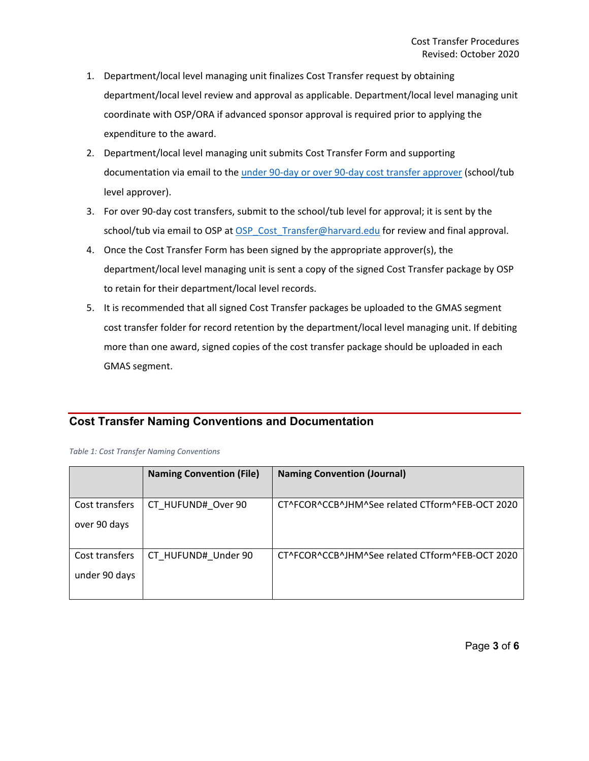1. Department/local level managing unit finalizes Cost Transfer request by obtaining department/local level review and approval as applicable. Department/local level managing unit coordinate with OSP/ORA if advanced sponsor approval is required prior to applying the expenditure to the award.
2. Department/local level managing unit submits Cost Transfer Form and supporting documentation via email to the under 90-day or over 90-day cost transfer approver (school/tub level approver).
3. For over 90-day cost transfers, submit to the school/tub level for approval; it is sent by the school/tub via email to OSP at OSP_Cost_Transfer@harvard.edu for review and final approval.
4. Once the Cost Transfer Form has been signed by the appropriate approver(s), the department/local level managing unit is sent a copy of the signed Cost Transfer package by OSP to retain for their department/local level records.
5. It is recommended that all signed Cost Transfer packages be uploaded to the GMAS segment cost transfer folder for record retention by the department/local level managing unit. If debiting more than one award, signed copies of the cost transfer package should be uploaded in each GMAS segment.

## Cost Transfer Naming Conventions and Documentation

*Table 1: Cost Transfer Naming Conventions*

| | Naming Convention (File) | Naming Convention (Journal) |
| --- | --- | --- |
| Cost transfers over 90 days | CT_HUFUND#_Over 90 | CT^FCOR^CCB^JHM^See related CTform^FEB-OCT 2020 |
| Cost transfers under 90 days | CT_HUFUND#_Under 90 | CT^FCOR^CCB^JHM^See related CTform^FEB-OCT 2020 |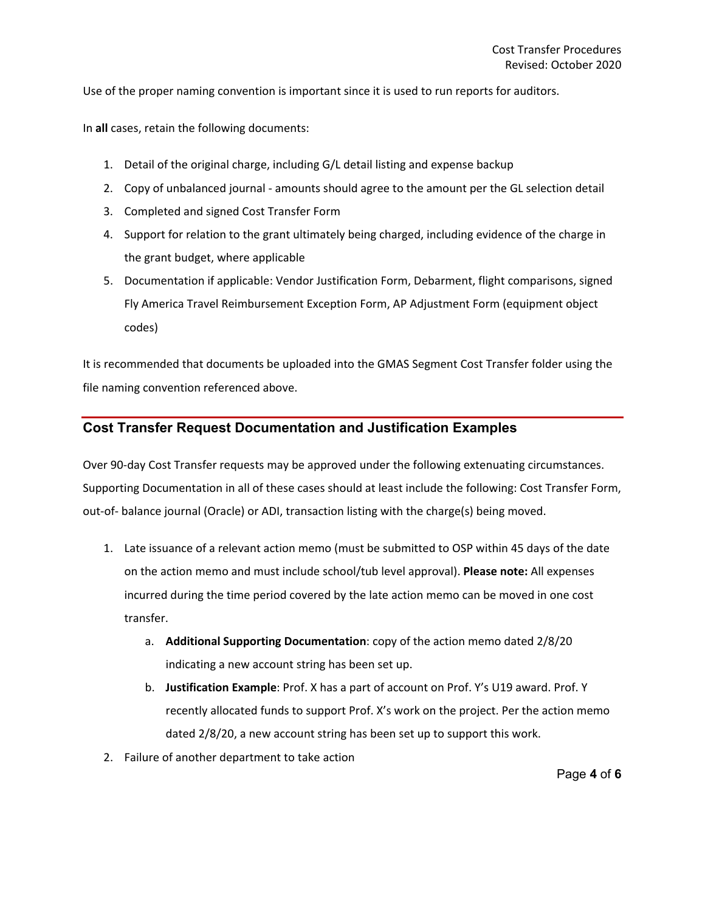Use of the proper naming convention is important since it is used to run reports for auditors.

In **all** cases, retain the following documents:

1. Detail of the original charge, including G/L detail listing and expense backup
2. Copy of unbalanced journal - amounts should agree to the amount per the GL selection detail
3. Completed and signed Cost Transfer Form
4. Support for relation to the grant ultimately being charged, including evidence of the charge in the grant budget, where applicable
5. Documentation if applicable: Vendor Justification Form, Debarment, flight comparisons, signed Fly America Travel Reimbursement Exception Form, AP Adjustment Form (equipment object codes)

It is recommended that documents be uploaded into the GMAS Segment Cost Transfer folder using the file naming convention referenced above.

## Cost Transfer Request Documentation and Justification Examples

Over 90-day Cost Transfer requests may be approved under the following extenuating circumstances. Supporting Documentation in all of these cases should at least include the following: Cost Transfer Form, out-of- balance journal (Oracle) or ADI, transaction listing with the charge(s) being moved.

1. Late issuance of a relevant action memo (must be submitted to OSP within 45 days of the date on the action memo and must include school/tub level approval). **Please note:** All expenses incurred during the time period covered by the late action memo can be moved in one cost transfer.
   a. **Additional Supporting Documentation**: copy of the action memo dated 2/8/20 indicating a new account string has been set up.
   b. **Justification Example**: Prof. X has a part of account on Prof. Y's U19 award. Prof. Y recently allocated funds to support Prof. X's work on the project. Per the action memo dated 2/8/20, a new account string has been set up to support this work.
2. Failure of another department to take action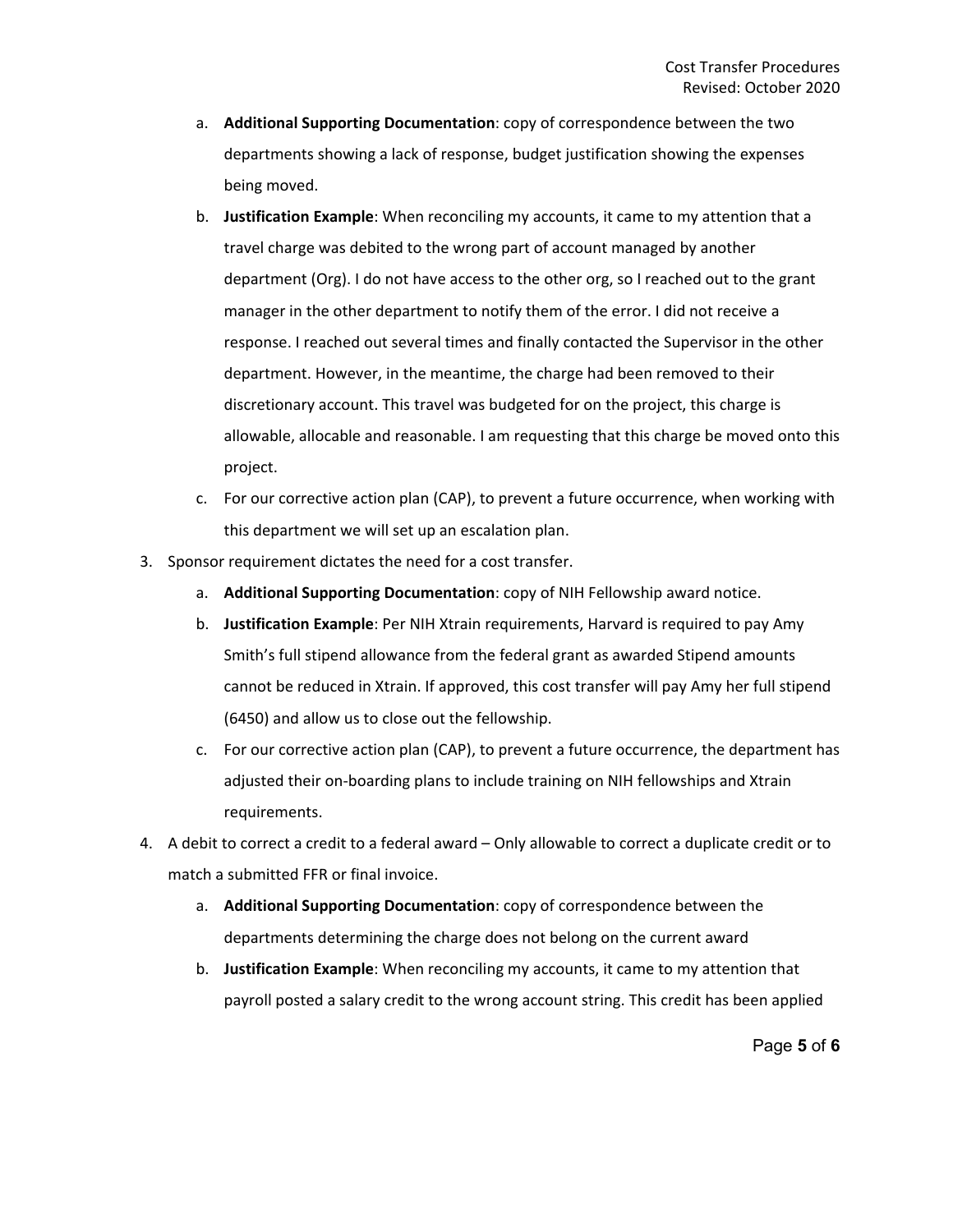a. **Additional Supporting Documentation**: copy of correspondence between the two departments showing a lack of response, budget justification showing the expenses being moved.
   b. **Justification Example**: When reconciling my accounts, it came to my attention that a travel charge was debited to the wrong part of account managed by another department (Org). I do not have access to the other org, so I reached out to the grant manager in the other department to notify them of the error. I did not receive a response. I reached out several times and finally contacted the Supervisor in the other department. However, in the meantime, the charge had been removed to their discretionary account. This travel was budgeted for on the project, this charge is allowable, allocable and reasonable. I am requesting that this charge be moved onto this project.
   c. For our corrective action plan (CAP), to prevent a future occurrence, when working with this department we will set up an escalation plan.
3. Sponsor requirement dictates the need for a cost transfer.
   a. **Additional Supporting Documentation**: copy of NIH Fellowship award notice.
   b. **Justification Example**: Per NIH Xtrain requirements, Harvard is required to pay Amy Smith's full stipend allowance from the federal grant as awarded Stipend amounts cannot be reduced in Xtrain. If approved, this cost transfer will pay Amy her full stipend (6450) and allow us to close out the fellowship.
   c. For our corrective action plan (CAP), to prevent a future occurrence, the department has adjusted their on-boarding plans to include training on NIH fellowships and Xtrain requirements.
4. A debit to correct a credit to a federal award – Only allowable to correct a duplicate credit or to match a submitted FFR or final invoice.
   a. **Additional Supporting Documentation**: copy of correspondence between the departments determining the charge does not belong on the current award
   b. **Justification Example**: When reconciling my accounts, it came to my attention that payroll posted a salary credit to the wrong account string. This credit has been applied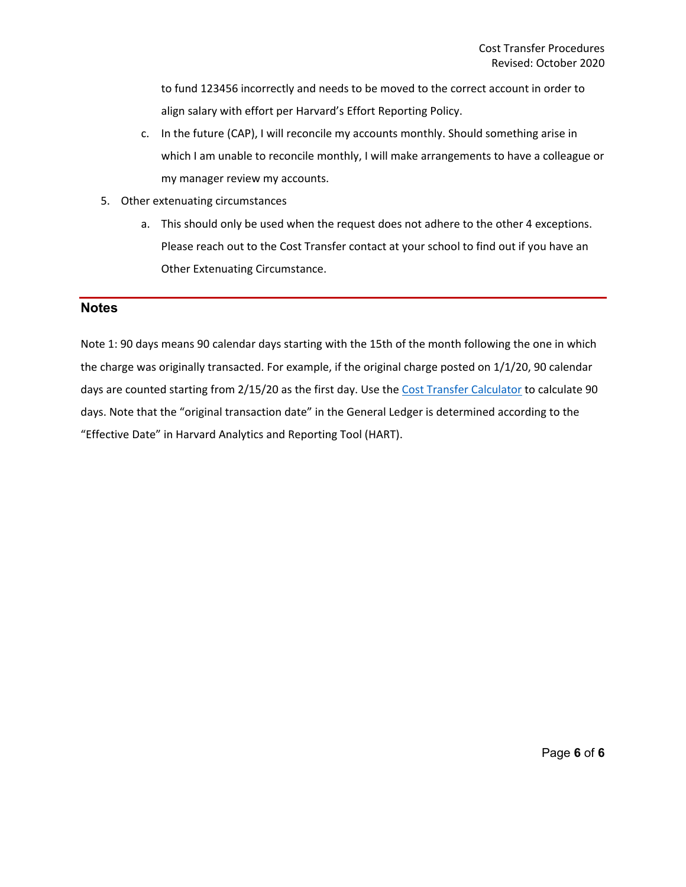to fund 123456 incorrectly and needs to be moved to the correct account in order to align salary with effort per Harvard's Effort Reporting Policy.

   c. In the future (CAP), I will reconcile my accounts monthly. Should something arise in which I am unable to reconcile monthly, I will make arrangements to have a colleague or my manager review my accounts.

5. Other extenuating circumstances
   a. This should only be used when the request does not adhere to the other 4 exceptions. Please reach out to the Cost Transfer contact at your school to find out if you have an Other Extenuating Circumstance.

## Notes

Note 1: 90 days means 90 calendar days starting with the 15th of the month following the one in which the charge was originally transacted. For example, if the original charge posted on 1/1/20, 90 calendar days are counted starting from 2/15/20 as the first day. Use the [Cost Transfer Calculator] to calculate 90 days. Note that the "original transaction date" in the General Ledger is determined according to the "Effective Date" in Harvard Analytics and Reporting Tool (HART).